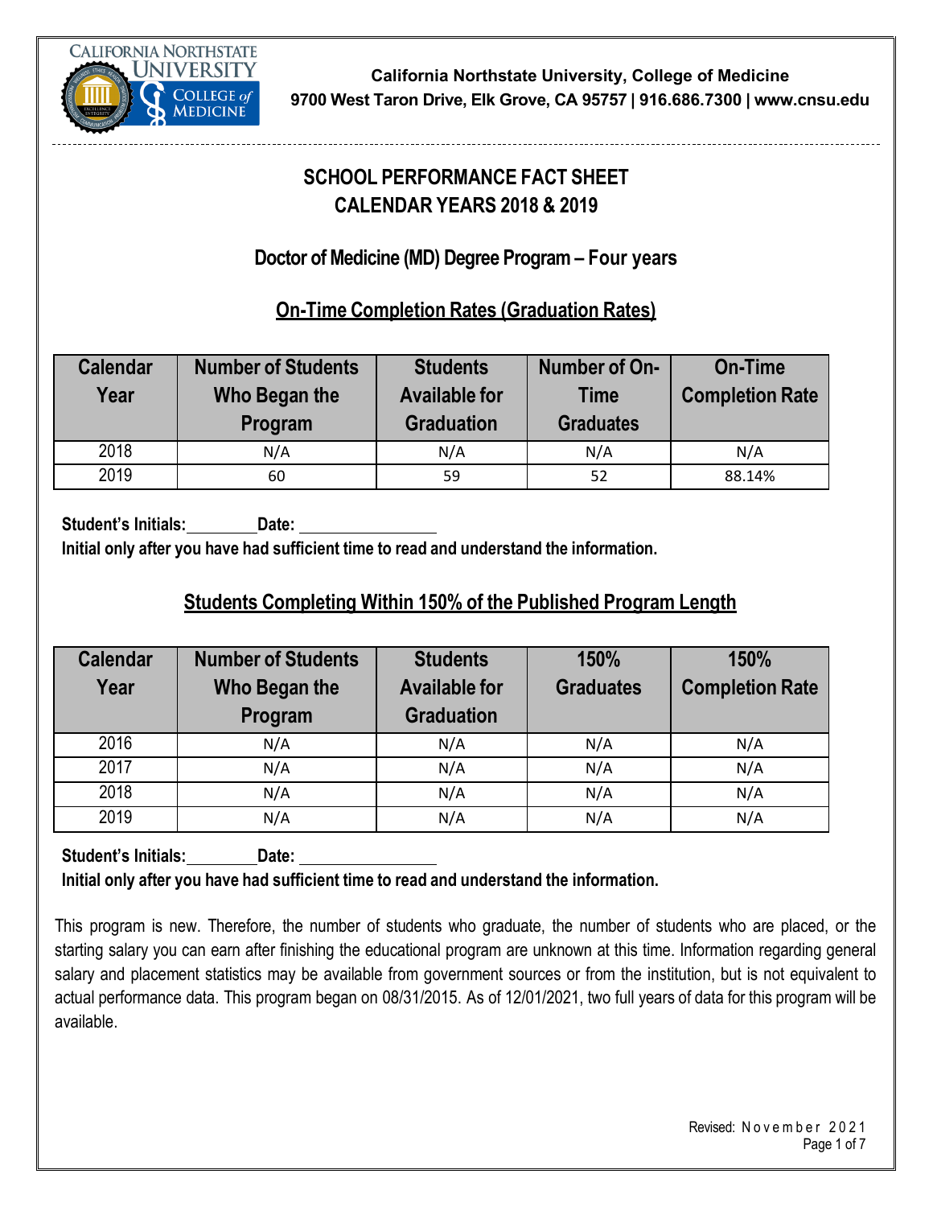California Northstate University, College of Medicine
9700 West Taron Drive, Elk Grove, CA 95757 | 916.686.7300 | www.cnsu.edu

# SCHOOL PERFORMANCE FACT SHEET
# CALENDAR YEARS 2018 & 2019

## Doctor of Medicine (MD) Degree Program – Four years

### On-Time Completion Rates (Graduation Rates)

| Calendar Year | Number of Students Who Began the Program | Students Available for Graduation | Number of On-Time Graduates | On-Time Completion Rate |
|---|---|---|---|---|
| 2018 | N/A | N/A | N/A | N/A |
| 2019 | 60 | 59 | 52 | 88.14% |

**Student's Initials:\_\_\_\_\_\_\_\_ Date: \_\_\_\_\_\_\_\_\_\_\_\_\_\_\_\_**
**Initial only after you have had sufficient time to read and understand the information.**

### Students Completing Within 150% of the Published Program Length

| Calendar Year | Number of Students Who Began the Program | Students Available for Graduation | 150% Graduates | 150% Completion Rate |
|---|---|---|---|---|
| 2016 | N/A | N/A | N/A | N/A |
| 2017 | N/A | N/A | N/A | N/A |
| 2018 | N/A | N/A | N/A | N/A |
| 2019 | N/A | N/A | N/A | N/A |

**Student's Initials:\_\_\_\_\_\_\_\_ Date: \_\_\_\_\_\_\_\_\_\_\_\_\_\_\_\_**
**Initial only after you have had sufficient time to read and understand the information.**

This program is new. Therefore, the number of students who graduate, the number of students who are placed, or the starting salary you can earn after finishing the educational program are unknown at this time. Information regarding general salary and placement statistics may be available from government sources or from the institution, but is not equivalent to actual performance data. This program began on 08/31/2015. As of 12/01/2021, two full years of data for this program will be available.

Revised: November 2021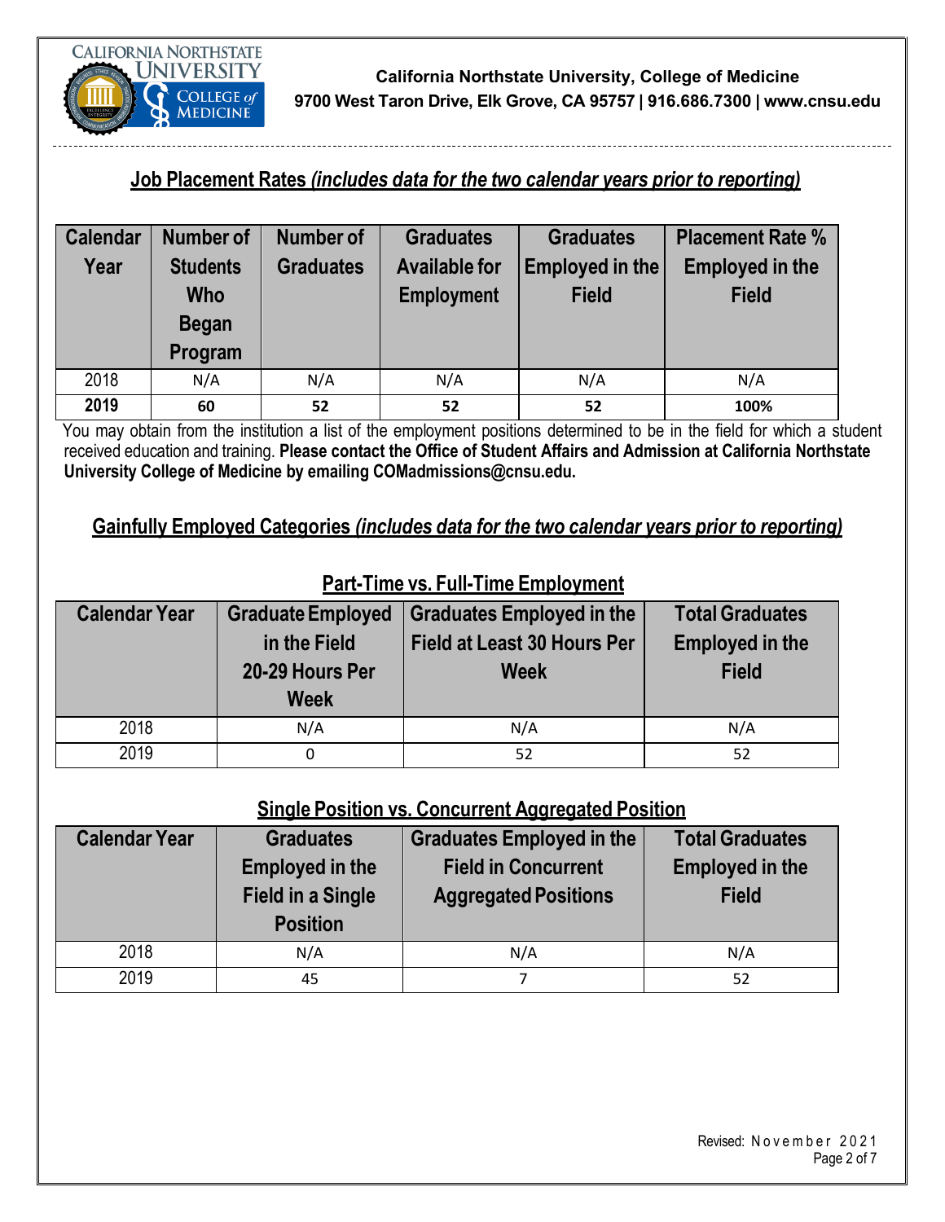California Northstate University, College of Medicine
9700 West Taron Drive, Elk Grove, CA 95757 | 916.686.7300 | www.cnsu.edu

## Job Placement Rates *(includes data for the two calendar years prior to reporting)*

| Calendar Year | Number of Students Who Began Program | Number of Graduates | Graduates Available for Employment | Graduates Employed in the Field | Placement Rate % Employed in the Field |
|---|---|---|---|---|---|
| 2018 | N/A | N/A | N/A | N/A | N/A |
| **2019** | **60** | **52** | **52** | **52** | **100%** |

You may obtain from the institution a list of the employment positions determined to be in the field for which a student received education and training. **Please contact the Office of Student Affairs and Admission at California Northstate University College of Medicine by emailing COMadmissions@cnsu.edu.**

## Gainfully Employed Categories *(includes data for the two calendar years prior to reporting)*

### Part-Time vs. Full-Time Employment

| Calendar Year | Graduate Employed in the Field 20-29 Hours Per Week | Graduates Employed in the Field at Least 30 Hours Per Week | Total Graduates Employed in the Field |
|---|---|---|---|
| 2018 | N/A | N/A | N/A |
| 2019 | 0 | 52 | 52 |

### Single Position vs. Concurrent Aggregated Position

| Calendar Year | Graduates Employed in the Field in a Single Position | Graduates Employed in the Field in Concurrent Aggregated Positions | Total Graduates Employed in the Field |
|---|---|---|---|
| 2018 | N/A | N/A | N/A |
| 2019 | 45 | 7 | 52 |

Revised: November 2021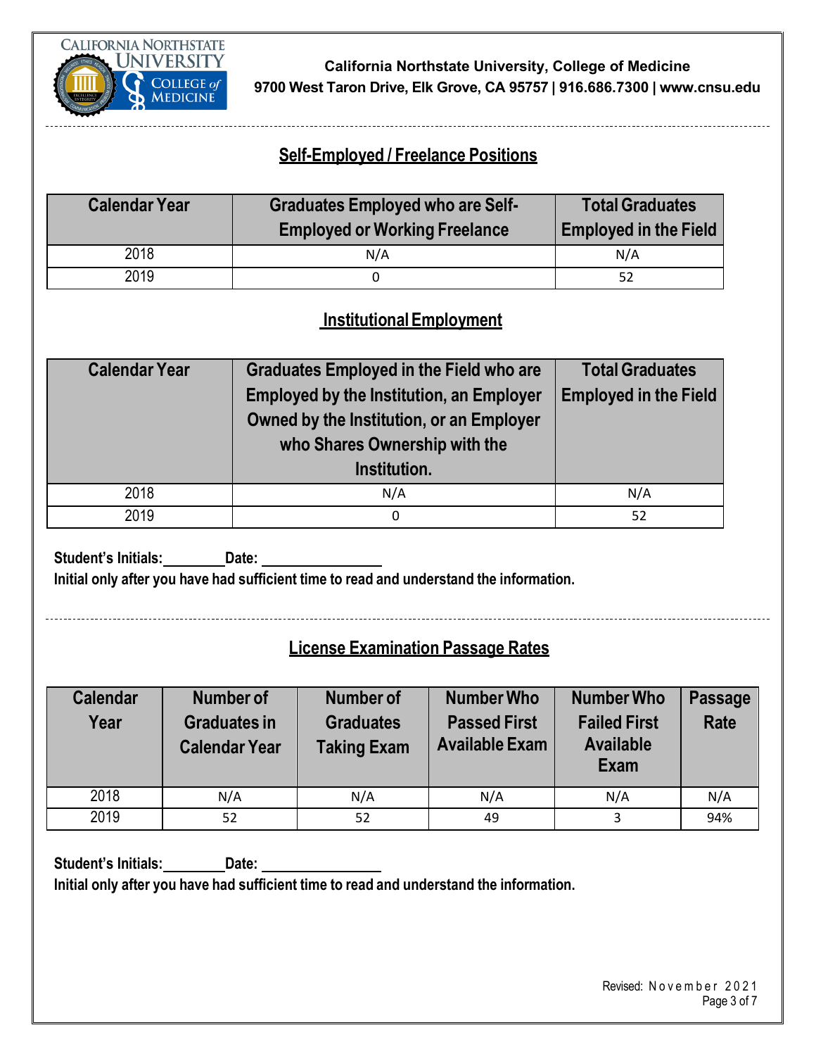## Self-Employed / Freelance Positions

| Calendar Year | Graduates Employed who are Self-Employed or Working Freelance | Total Graduates Employed in the Field |
|---|---|---|
| 2018 | N/A | N/A |
| 2019 | 0 | 52 |

## Institutional Employment

| Calendar Year | Graduates Employed in the Field who are Employed by the Institution, an Employer Owned by the Institution, or an Employer who Shares Ownership with the Institution. | Total Graduates Employed in the Field |
|---|---|---|
| 2018 | N/A | N/A |
| 2019 | 0 | 52 |

**Student's Initials:________Date: ________________**

**Initial only after you have had sufficient time to read and understand the information.**

## License Examination Passage Rates

| Calendar Year | Number of Graduates in Calendar Year | Number of Graduates Taking Exam | Number Who Passed First Available Exam | Number Who Failed First Available Exam | Passage Rate |
|---|---|---|---|---|---|
| 2018 | N/A | N/A | N/A | N/A | N/A |
| 2019 | 52 | 52 | 49 | 3 | 94% |

**Student's Initials:________Date: ________________**

**Initial only after you have had sufficient time to read and understand the information.**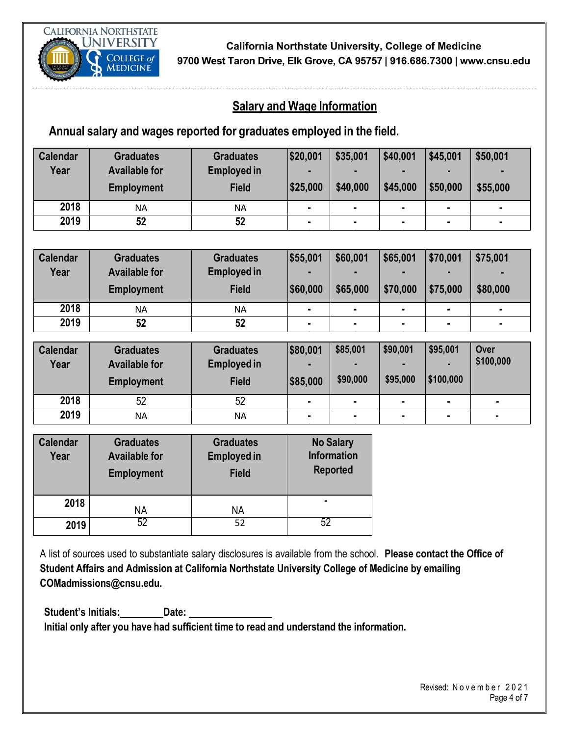California Northstate University, College of Medicine
9700 West Taron Drive, Elk Grove, CA 95757 | 916.686.7300 | www.cnsu.edu

## Salary and Wage Information

### Annual salary and wages reported for graduates employed in the field.

| Calendar Year | Graduates Available for Employment | Graduates Employed in Field | $20,001 - $25,000 | $35,001 - $40,000 | $40,001 - $45,000 | $45,001 - $50,000 | $50,001 - $55,000 |
|---|---|---|---|---|---|---|---|
| 2018 | NA | NA | - | - | - | - | - |
| 2019 | 52 | 52 | - | - | - | - | - |

| Calendar Year | Graduates Available for Employment | Graduates Employed in Field | $55,001 - $60,000 | $60,001 - $65,000 | $65,001 - $70,000 | $70,001 - $75,000 | $75,001 - $80,000 |
|---|---|---|---|---|---|---|---|
| 2018 | NA | NA | - | - | - | - | - |
| 2019 | 52 | 52 | - | - | - | - | - |

| Calendar Year | Graduates Available for Employment | Graduates Employed in Field | $80,001 - $85,000 | $85,001 - $90,000 | $90,001 - $95,000 | $95,001 - $100,000 | Over $100,000 |
|---|---|---|---|---|---|---|---|
| 2018 | 52 | 52 | - | - | - | - | - |
| 2019 | NA | NA | - | - | - | - | - |

| Calendar Year | Graduates Available for Employment | Graduates Employed in Field | No Salary Information Reported |
|---|---|---|---|
| 2018 | NA | NA | - |
| 2019 | 52 | 52 | 52 |

A list of sources used to substantiate salary disclosures is available from the school. **Please contact the Office of Student Affairs and Admission at California Northstate University College of Medicine by emailing COMadmissions@cnsu.edu.**

**Student's Initials:________Date: ________________**
**Initial only after you have had sufficient time to read and understand the information.**

Revised: November 2021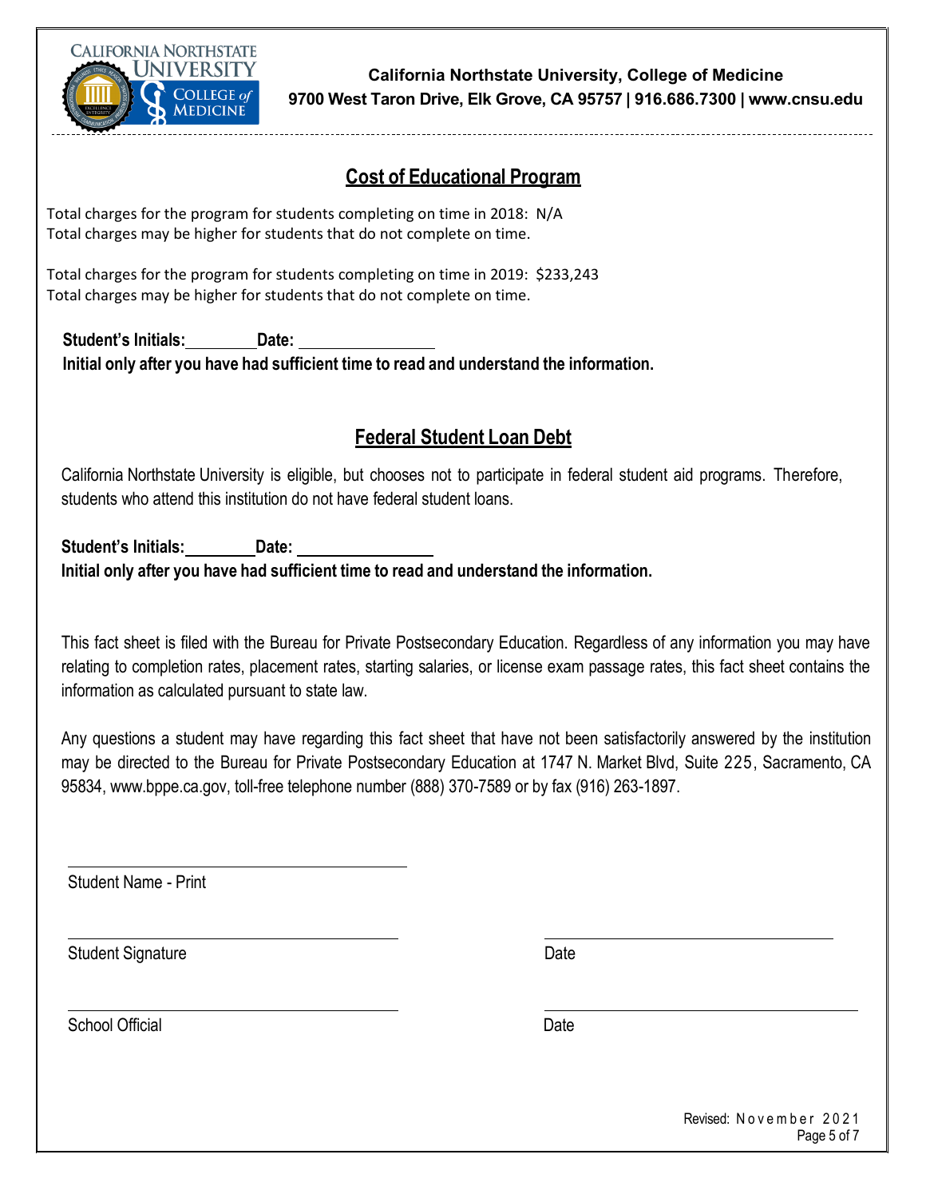California Northstate University, College of Medicine
9700 West Taron Drive, Elk Grove, CA 95757 | 916.686.7300 | www.cnsu.edu

## Cost of Educational Program

Total charges for the program for students completing on time in 2018: N/A
Total charges may be higher for students that do not complete on time.

Total charges for the program for students completing on time in 2019: $233,243
Total charges may be higher for students that do not complete on time.

**Student's Initials:________ Date: ________________**
**Initial only after you have had sufficient time to read and understand the information.**

## Federal Student Loan Debt

California Northstate University is eligible, but chooses not to participate in federal student aid programs. Therefore, students who attend this institution do not have federal student loans.

**Student's Initials:________ Date: ________________**
**Initial only after you have had sufficient time to read and understand the information.**

This fact sheet is filed with the Bureau for Private Postsecondary Education. Regardless of any information you may have relating to completion rates, placement rates, starting salaries, or license exam passage rates, this fact sheet contains the information as calculated pursuant to state law.

Any questions a student may have regarding this fact sheet that have not been satisfactorily answered by the institution may be directed to the Bureau for Private Postsecondary Education at 1747 N. Market Blvd, Suite 225, Sacramento, CA 95834, www.bppe.ca.gov, toll-free telephone number (888) 370-7589 or by fax (916) 263-1897.

________________________________
Student Name - Print

________________________________ ________________________________
Student Signature Date

________________________________ ________________________________
School Official Date

Revised: November 2021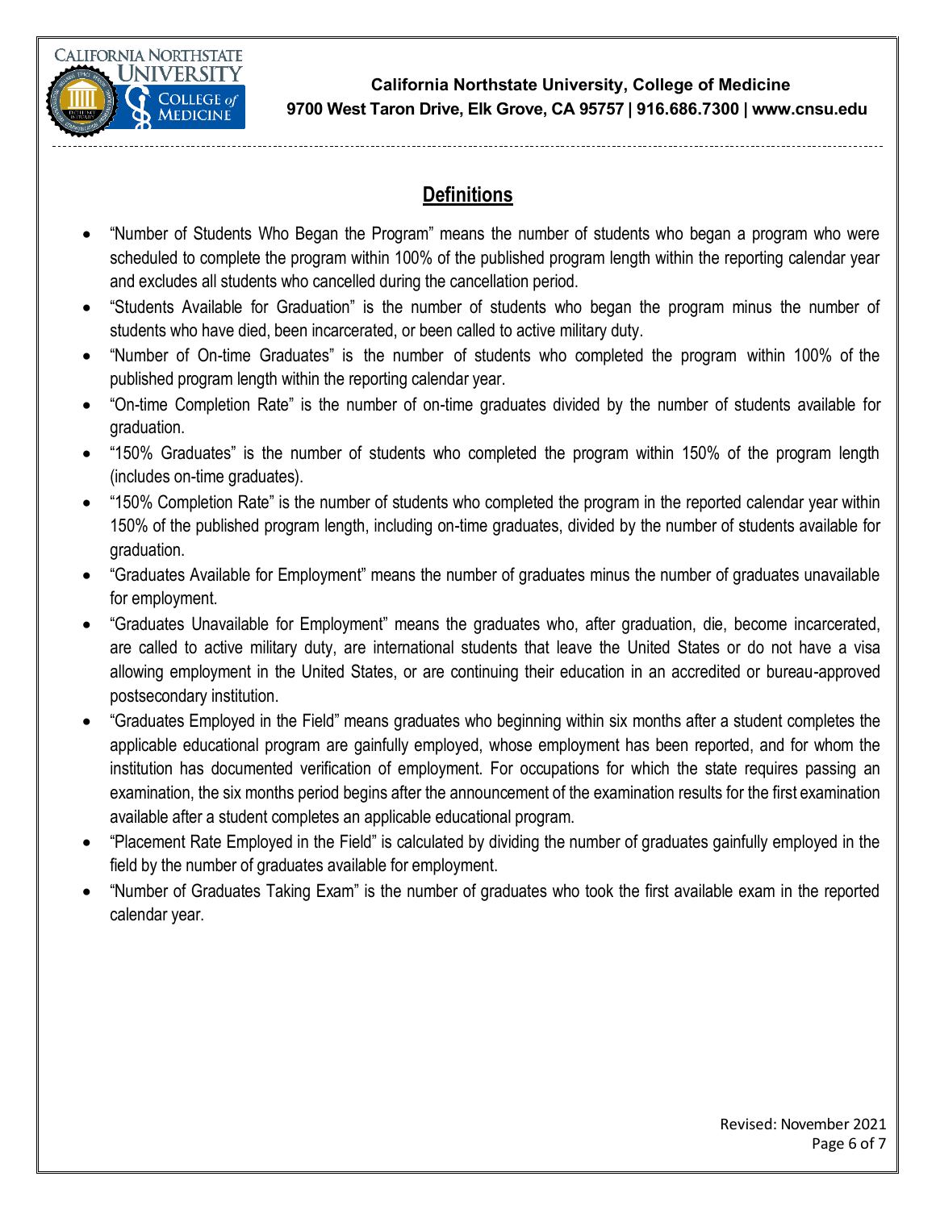## Definitions

- "Number of Students Who Began the Program" means the number of students who began a program who were scheduled to complete the program within 100% of the published program length within the reporting calendar year and excludes all students who cancelled during the cancellation period.
- "Students Available for Graduation" is the number of students who began the program minus the number of students who have died, been incarcerated, or been called to active military duty.
- "Number of On-time Graduates" is the number of students who completed the program within 100% of the published program length within the reporting calendar year.
- "On-time Completion Rate" is the number of on-time graduates divided by the number of students available for graduation.
- "150% Graduates" is the number of students who completed the program within 150% of the program length (includes on-time graduates).
- "150% Completion Rate" is the number of students who completed the program in the reported calendar year within 150% of the published program length, including on-time graduates, divided by the number of students available for graduation.
- "Graduates Available for Employment" means the number of graduates minus the number of graduates unavailable for employment.
- "Graduates Unavailable for Employment" means the graduates who, after graduation, die, become incarcerated, are called to active military duty, are international students that leave the United States or do not have a visa allowing employment in the United States, or are continuing their education in an accredited or bureau-approved postsecondary institution.
- "Graduates Employed in the Field" means graduates who beginning within six months after a student completes the applicable educational program are gainfully employed, whose employment has been reported, and for whom the institution has documented verification of employment. For occupations for which the state requires passing an examination, the six months period begins after the announcement of the examination results for the first examination available after a student completes an applicable educational program.
- "Placement Rate Employed in the Field" is calculated by dividing the number of graduates gainfully employed in the field by the number of graduates available for employment.
- "Number of Graduates Taking Exam" is the number of graduates who took the first available exam in the reported calendar year.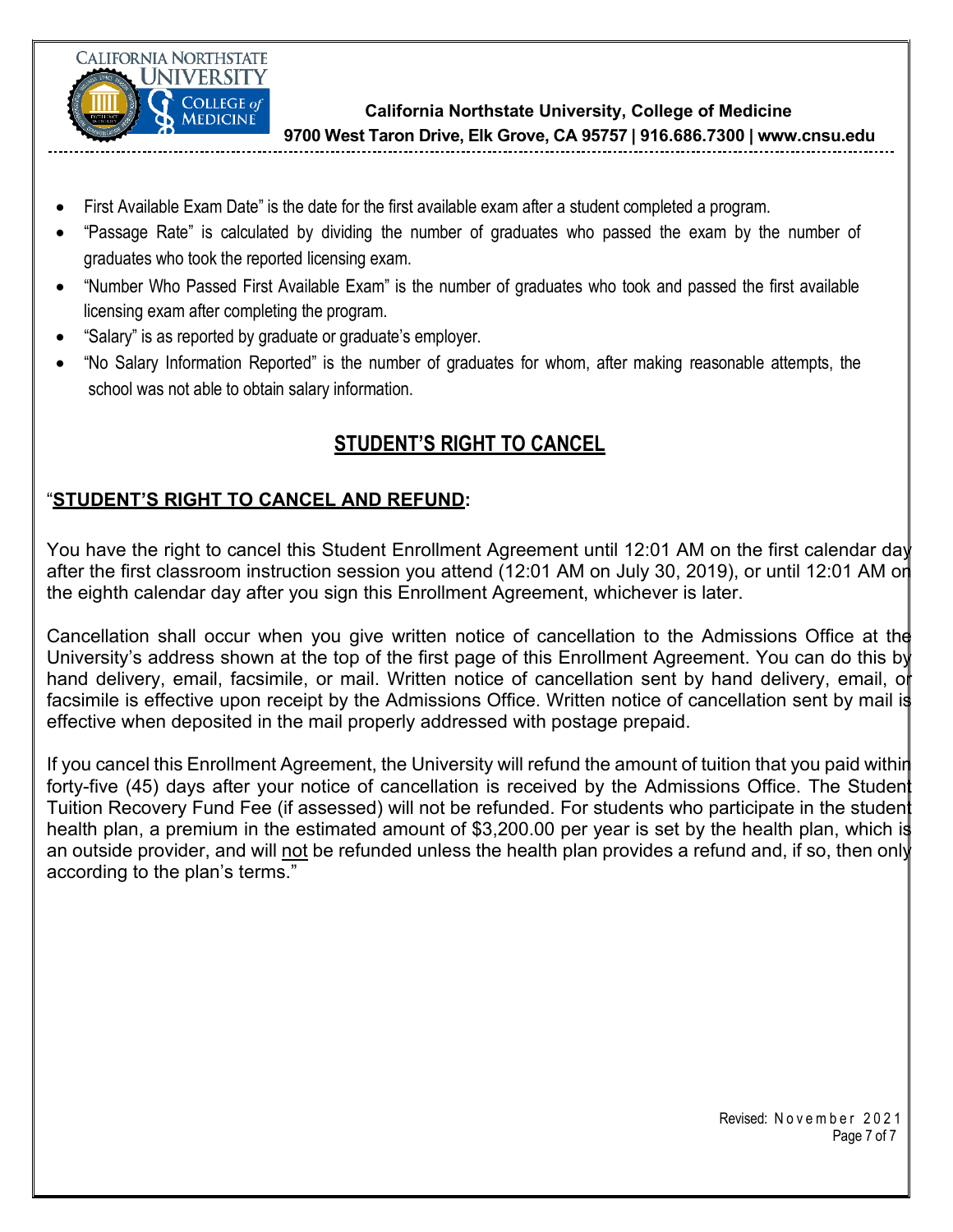- First Available Exam Date" is the date for the first available exam after a student completed a program.
- "Passage Rate" is calculated by dividing the number of graduates who passed the exam by the number of graduates who took the reported licensing exam.
- "Number Who Passed First Available Exam" is the number of graduates who took and passed the first available licensing exam after completing the program.
- "Salary" is as reported by graduate or graduate's employer.
- "No Salary Information Reported" is the number of graduates for whom, after making reasonable attempts, the school was not able to obtain salary information.

## STUDENT'S RIGHT TO CANCEL

### "STUDENT'S RIGHT TO CANCEL AND REFUND:

You have the right to cancel this Student Enrollment Agreement until 12:01 AM on the first calendar day after the first classroom instruction session you attend (12:01 AM on July 30, 2019), or until 12:01 AM on the eighth calendar day after you sign this Enrollment Agreement, whichever is later.

Cancellation shall occur when you give written notice of cancellation to the Admissions Office at the University's address shown at the top of the first page of this Enrollment Agreement. You can do this by hand delivery, email, facsimile, or mail. Written notice of cancellation sent by hand delivery, email, or facsimile is effective upon receipt by the Admissions Office. Written notice of cancellation sent by mail is effective when deposited in the mail properly addressed with postage prepaid.

If you cancel this Enrollment Agreement, the University will refund the amount of tuition that you paid within forty-five (45) days after your notice of cancellation is received by the Admissions Office. The Student Tuition Recovery Fund Fee (if assessed) will not be refunded. For students who participate in the student health plan, a premium in the estimated amount of $3,200.00 per year is set by the health plan, which is an outside provider, and will not be refunded unless the health plan provides a refund and, if so, then only according to the plan's terms."

Revised: November 2021